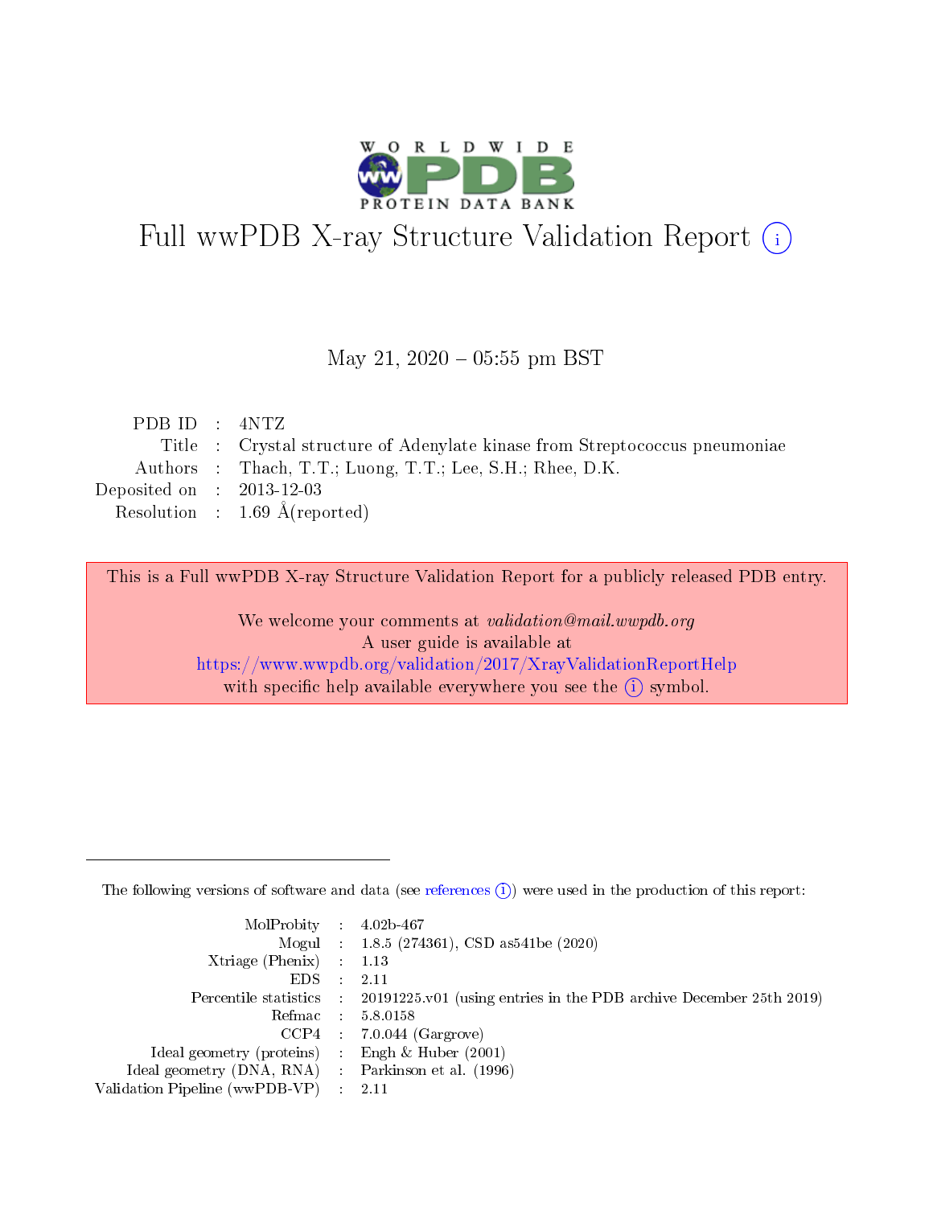# Full wwPDB X-ray Structure Validation Report (i)

May 21, 2020 – 05:55 pm BST

| | | |
|---|---|---|
| PDB ID | : | 4NTZ |
| Title | : | Crystal structure of Adenylate kinase from Streptococcus pneumoniae |
| Authors | : | Thach, T.T.; Luong, T.T.; Lee, S.H.; Rhee, D.K. |
| Deposited on | : | 2013-12-03 |
| Resolution | : | 1.69 Å(reported) |

This is a Full wwPDB X-ray Structure Validation Report for a publicly released PDB entry.

We welcome your comments at *validation@mail.wwpdb.org*
A user guide is available at
https://www.wwpdb.org/validation/2017/XrayValidationReportHelp
with specific help available everywhere you see the (i) symbol.

---

The following versions of software and data (see references (i)) were used in the production of this report:

| | | |
|---|---|---|
| MolProbity | : | 4.02b-467 |
| Mogul | : | 1.8.5 (274361), CSD as541be (2020) |
| Xtriage (Phenix) | : | 1.13 |
| EDS | : | 2.11 |
| Percentile statistics | : | 20191225.v01 (using entries in the PDB archive December 25th 2019) |
| Refmac | : | 5.8.0158 |
| CCP4 | : | 7.0.044 (Gargrove) |
| Ideal geometry (proteins) | : | Engh & Huber (2001) |
| Ideal geometry (DNA, RNA) | : | Parkinson et al. (1996) |
| Validation Pipeline (wwPDB-VP) | : | 2.11 |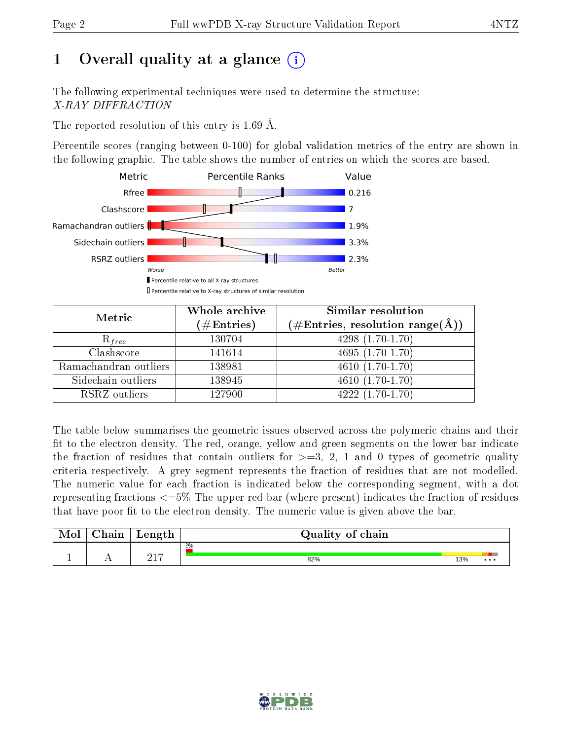# 1 Overall quality at a glance (i)

The following experimental techniques were used to determine the structure:
*X-RAY DIFFRACTION*

The reported resolution of this entry is 1.69 Å.

Percentile scores (ranging between 0-100) for global validation metrics of the entry are shown in the following graphic. The table shows the number of entries on which the scores are based.

| Metric | Percentile Ranks | Value |
|---|---|---|
| Rfree | | 0.216 |
| Clashscore | | 7 |
| Ramachandran outliers | | 1.9% |
| Sidechain outliers | | 3.3% |
| RSRZ outliers | | 2.3% |

Worse — Better

▮ Percentile relative to all X-ray structures

▯ Percentile relative to X-ray structures of similar resolution

| Metric | Whole archive (#Entries) | Similar resolution (#Entries, resolution range(Å)) |
|---|---|---|
| $R_{free}$ | 130704 | 4298 (1.70-1.70) |
| Clashscore | 141614 | 4695 (1.70-1.70) |
| Ramachandran outliers | 138981 | 4610 (1.70-1.70) |
| Sidechain outliers | 138945 | 4610 (1.70-1.70) |
| RSRZ outliers | 127900 | 4222 (1.70-1.70) |

The table below summarises the geometric issues observed across the polymeric chains and their fit to the electron density. The red, orange, yellow and green segments on the lower bar indicate the fraction of residues that contain outliers for >=3, 2, 1 and 0 types of geometric quality criteria respectively. A grey segment represents the fraction of residues that are not modelled. The numeric value for each fraction is indicated below the corresponding segment, with a dot representing fractions <=5% The upper red bar (where present) indicates the fraction of residues that have poor fit to the electron density. The numeric value is given above the bar.

| Mol | Chain | Length | Quality of chain |
|---|---|---|---|
| 1 | A | 217 | 2% / 82% · 13% · • • • |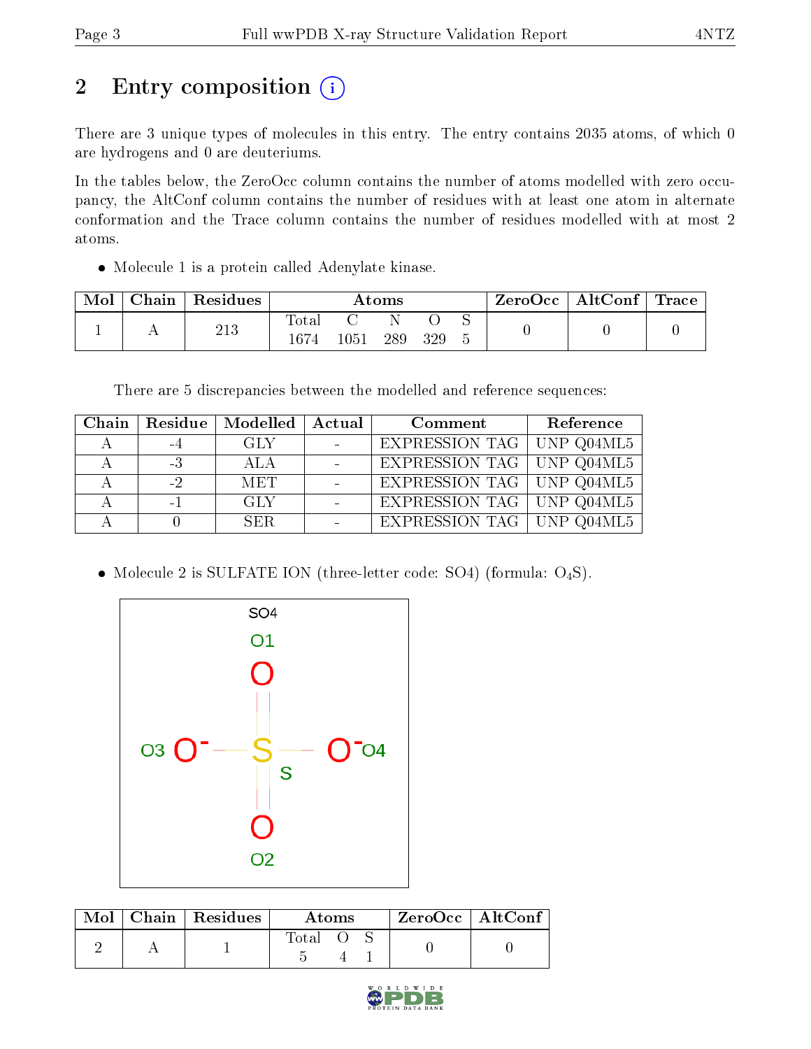# 2 Entry composition (i)

There are 3 unique types of molecules in this entry. The entry contains 2035 atoms, of which 0 are hydrogens and 0 are deuteriums.

In the tables below, the ZeroOcc column contains the number of atoms modelled with zero occupancy, the AltConf column contains the number of residues with at least one atom in alternate conformation and the Trace column contains the number of residues modelled with at most 2 atoms.

- Molecule 1 is a protein called Adenylate kinase.

| Mol | Chain | Residues | Atoms | | | | | ZeroOcc | AltConf | Trace |
|---|---|---|---|---|---|---|---|---|---|---|
| 1 | A | 213 | Total<br>1674 | C<br>1051 | N<br>289 | O<br>329 | S<br>5 | 0 | 0 | 0 |

There are 5 discrepancies between the modelled and reference sequences:

| Chain | Residue | Modelled | Actual | Comment | Reference |
|---|---|---|---|---|---|
| A | -4 | GLY | - | EXPRESSION TAG | UNP Q04ML5 |
| A | -3 | ALA | - | EXPRESSION TAG | UNP Q04ML5 |
| A | -2 | MET | - | EXPRESSION TAG | UNP Q04ML5 |
| A | -1 | GLY | - | EXPRESSION TAG | UNP Q04ML5 |
| A | 0 | SER | - | EXPRESSION TAG | UNP Q04ML5 |

- Molecule 2 is SULFATE ION (three-letter code: SO4) (formula: $O_4S$).

| Mol | Chain | Residues | Atoms | | | ZeroOcc | AltConf |
|---|---|---|---|---|---|---|---|
| 2 | A | 1 | Total<br>5 | O<br>4 | S<br>1 | 0 | 0 |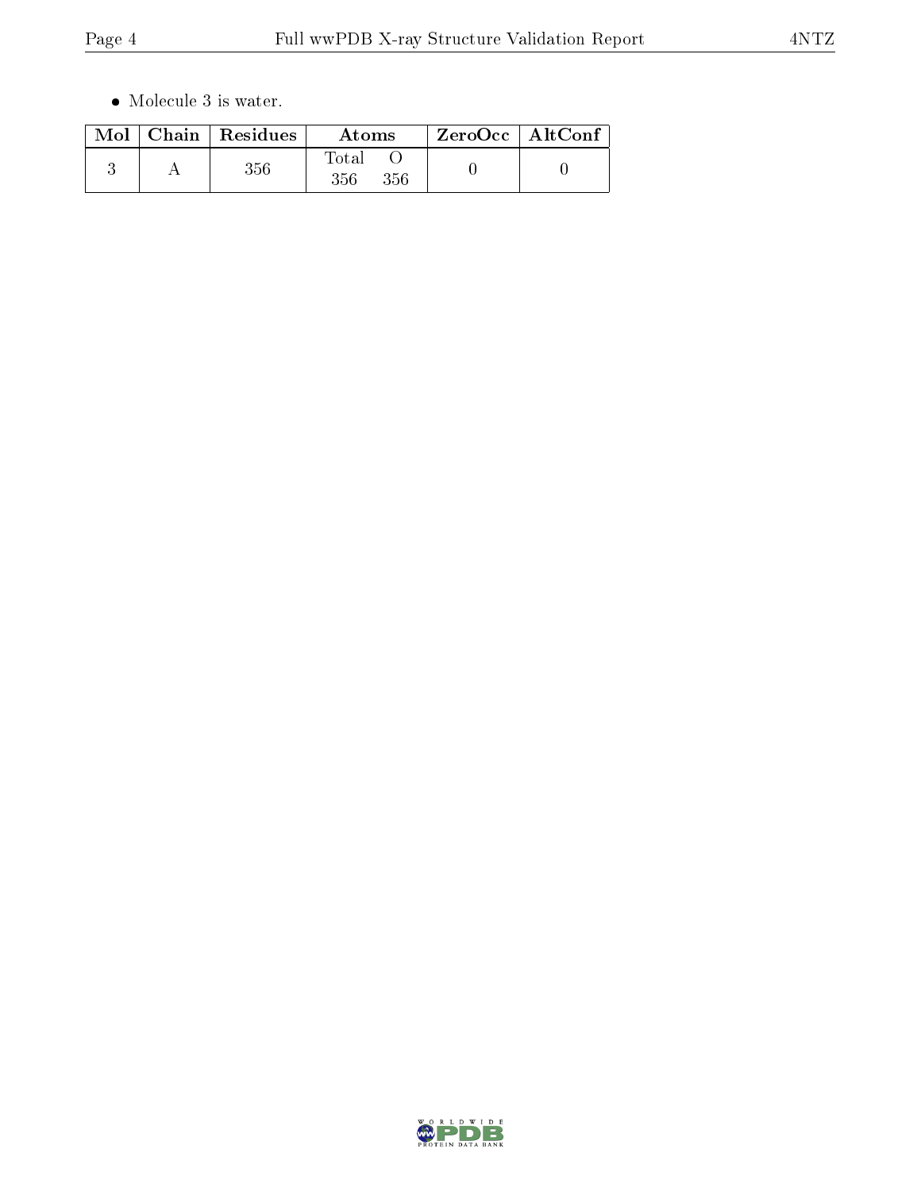- Molecule 3 is water.

| Mol | Chain | Residues | Atoms | | ZeroOcc | AltConf |
|---|---|---|---|---|---|---|
| | | | Total | O | | |
| 3 | A | 356 | 356 | 356 | 0 | 0 |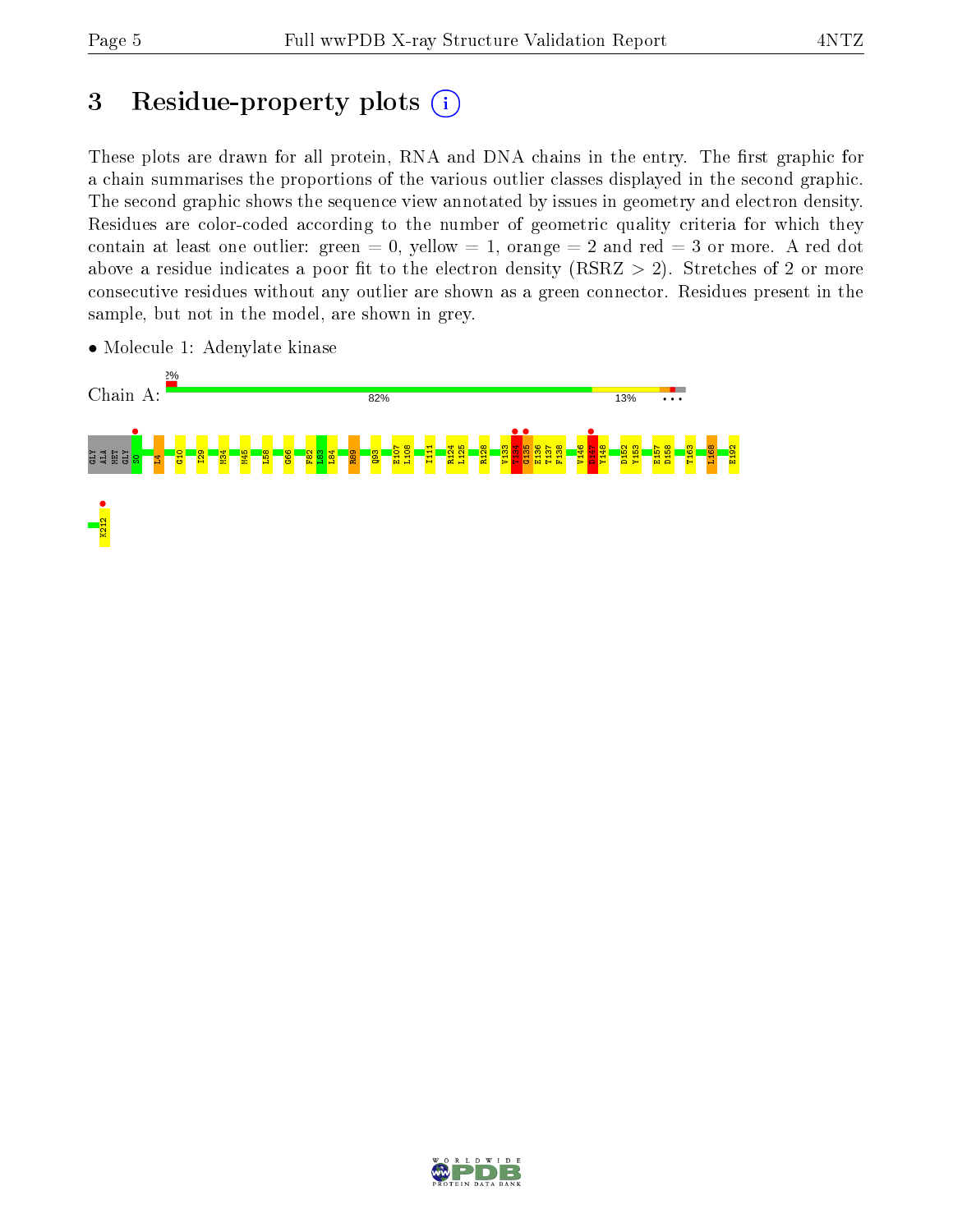# 3 Residue-property plots

These plots are drawn for all protein, RNA and DNA chains in the entry. The first graphic for a chain summarises the proportions of the various outlier classes displayed in the second graphic. The second graphic shows the sequence view annotated by issues in geometry and electron density. Residues are color-coded according to the number of geometric quality criteria for which they contain at least one outlier: green = 0, yellow = 1, orange = 2 and red = 3 or more. A red dot above a residue indicates a poor fit to the electron density (RSRZ > 2). Stretches of 2 or more consecutive residues without any outlier are shown as a green connector. Residues present in the sample, but not in the model, are shown in grey.

- Molecule 1: Adenylate kinase

Chain A: 2% | 82% | 13% | • • •

GLY ALA MET GLY S0 L4 G10 I29 M34 M45 L58 G66 F82 L83 L84 R89 Q93 E107 L108 I111 R124 L125 R128 V133 T134 G135 E136 T137 F138 V146 D147 Y148 D152 Y153 E157 D158 T163 L168 E192 K212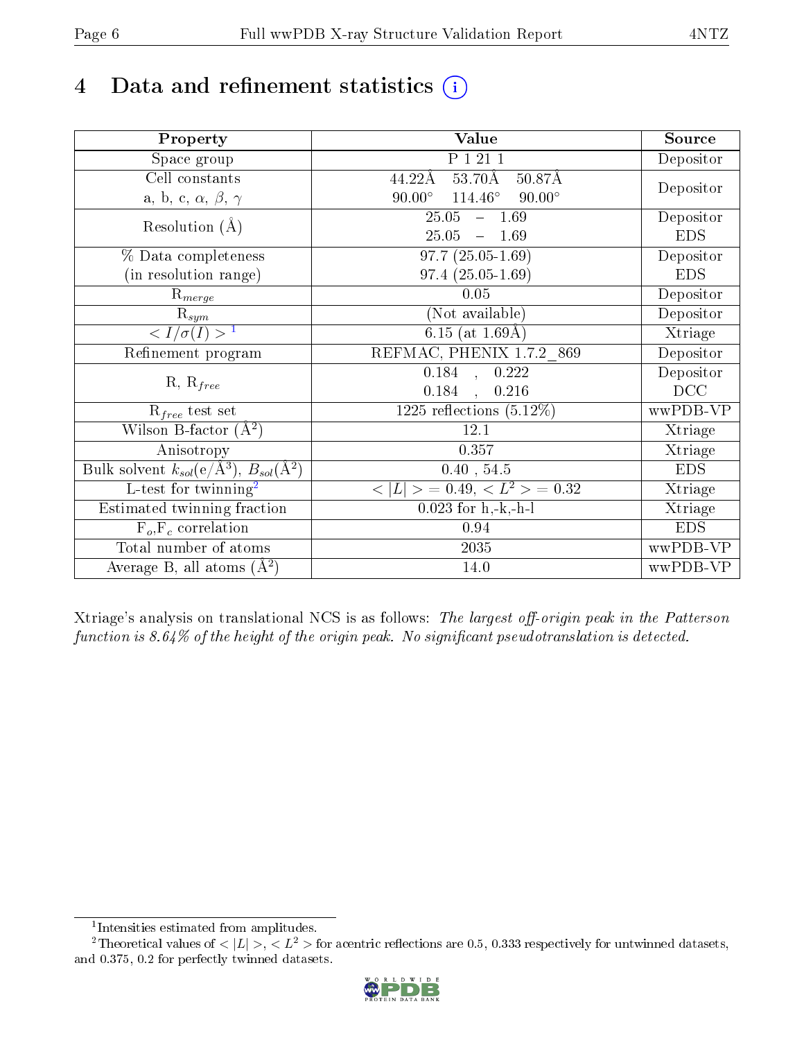# 4 Data and refinement statistics

| Property | Value | Source |
|---|---|---|
| Space group | P 1 21 1 | Depositor |
| Cell constants<br>a, b, c, $\alpha$, $\beta$, $\gamma$ | 44.22Å 53.70Å 50.87Å<br>90.00° 114.46° 90.00° | Depositor |
| Resolution (Å) | 25.05 – 1.69<br>25.05 – 1.69 | Depositor<br>EDS |
| % Data completeness<br>(in resolution range) | 97.7 (25.05-1.69)<br>97.4 (25.05-1.69) | Depositor<br>EDS |
| $R_{merge}$ | 0.05 | Depositor |
| $R_{sym}$ | (Not available) | Depositor |
| $< I/\sigma(I) >$ [1] | 6.15 (at 1.69Å) | Xtriage |
| Refinement program | REFMAC, PHENIX 1.7.2_869 | Depositor |
| R, $R_{free}$ | 0.184 , 0.222<br>0.184 , 0.216 | Depositor<br>DCC |
| $R_{free}$ test set | 1225 reflections (5.12%) | wwPDB-VP |
| Wilson B-factor (Å$^2$) | 12.1 | Xtriage |
| Anisotropy | 0.357 | Xtriage |
| Bulk solvent $k_{sol}$(e/Å$^3$), $B_{sol}$(Å$^2$) | 0.40 , 54.5 | EDS |
| L-test for twinning[2] | $< \|L\| >= 0.49$, $< L^2 > = 0.32$ | Xtriage |
| Estimated twinning fraction | 0.023 for h,-k,-h-l | Xtriage |
| $F_o$,$F_c$ correlation | 0.94 | EDS |
| Total number of atoms | 2035 | wwPDB-VP |
| Average B, all atoms (Å$^2$) | 14.0 | wwPDB-VP |

Xtriage's analysis on translational NCS is as follows: *The largest off-origin peak in the Patterson function is 8.64% of the height of the origin peak. No significant pseudotranslation is detected.*

[1] Intensities estimated from amplitudes.

[2] Theoretical values of $< |L| >$, $< L^2 >$ for acentric reflections are 0.5, 0.333 respectively for untwinned datasets, and 0.375, 0.2 for perfectly twinned datasets.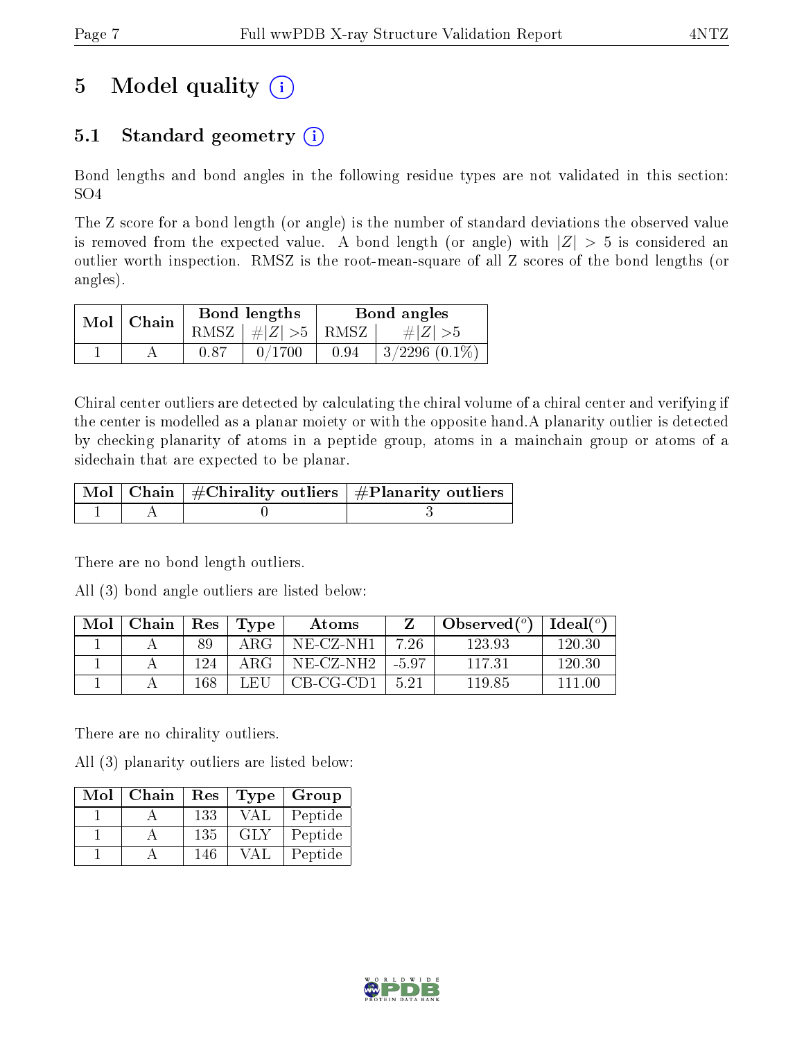# 5 Model quality

## 5.1 Standard geometry

Bond lengths and bond angles in the following residue types are not validated in this section: SO4

The Z score for a bond length (or angle) is the number of standard deviations the observed value is removed from the expected value. A bond length (or angle) with $|Z| > 5$ is considered an outlier worth inspection. RMSZ is the root-mean-square of all Z scores of the bond lengths (or angles).

| Mol | Chain | Bond lengths | | Bond angles | |
|---|---|---|---|---|---|
| | | RMSZ | #$\|Z\|$ >5 | RMSZ | #$\|Z\|$ >5 |
| 1 | A | 0.87 | 0/1700 | 0.94 | 3/2296 (0.1%) |

Chiral center outliers are detected by calculating the chiral volume of a chiral center and verifying if the center is modelled as a planar moiety or with the opposite hand.A planarity outlier is detected by checking planarity of atoms in a peptide group, atoms in a mainchain group or atoms of a sidechain that are expected to be planar.

| Mol | Chain | #Chirality outliers | #Planarity outliers |
|---|---|---|---|
| 1 | A | 0 | 3 |

There are no bond length outliers.

All (3) bond angle outliers are listed below:

| Mol | Chain | Res | Type | Atoms | Z | Observed(°) | Ideal(°) |
|---|---|---|---|---|---|---|---|
| 1 | A | 89 | ARG | NE-CZ-NH1 | 7.26 | 123.93 | 120.30 |
| 1 | A | 124 | ARG | NE-CZ-NH2 | -5.97 | 117.31 | 120.30 |
| 1 | A | 168 | LEU | CB-CG-CD1 | 5.21 | 119.85 | 111.00 |

There are no chirality outliers.

All (3) planarity outliers are listed below:

| Mol | Chain | Res | Type | Group |
|---|---|---|---|---|
| 1 | A | 133 | VAL | Peptide |
| 1 | A | 135 | GLY | Peptide |
| 1 | A | 146 | VAL | Peptide |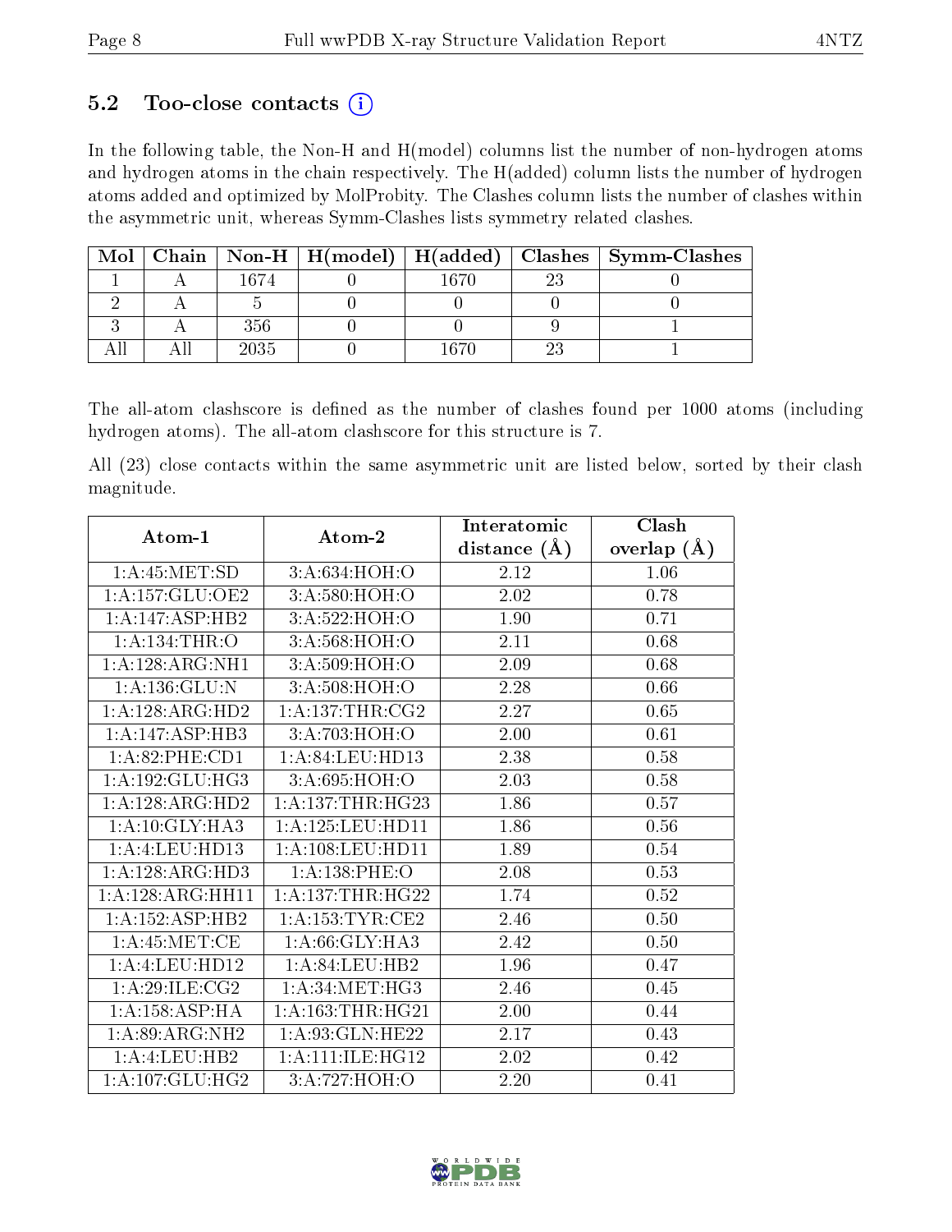### 5.2 Too-close contacts (i)

In the following table, the Non-H and H(model) columns list the number of non-hydrogen atoms and hydrogen atoms in the chain respectively. The H(added) column lists the number of hydrogen atoms added and optimized by MolProbity. The Clashes column lists the number of clashes within the asymmetric unit, whereas Symm-Clashes lists symmetry related clashes.

| Mol | Chain | Non-H | H(model) | H(added) | Clashes | Symm-Clashes |
|---|---|---|---|---|---|---|
| 1 | A | 1674 | 0 | 1670 | 23 | 0 |
| 2 | A | 5 | 0 | 0 | 0 | 0 |
| 3 | A | 356 | 0 | 0 | 9 | 1 |
| All | All | 2035 | 0 | 1670 | 23 | 1 |

The all-atom clashscore is defined as the number of clashes found per 1000 atoms (including hydrogen atoms). The all-atom clashscore for this structure is 7.

All (23) close contacts within the same asymmetric unit are listed below, sorted by their clash magnitude.

| Atom-1 | Atom-2 | Interatomic distance (Å) | Clash overlap (Å) |
|---|---|---|---|
| 1:A:45:MET:SD | 3:A:634:HOH:O | 2.12 | 1.06 |
| 1:A:157:GLU:OE2 | 3:A:580:HOH:O | 2.02 | 0.78 |
| 1:A:147:ASP:HB2 | 3:A:522:HOH:O | 1.90 | 0.71 |
| 1:A:134:THR:O | 3:A:568:HOH:O | 2.11 | 0.68 |
| 1:A:128:ARG:NH1 | 3:A:509:HOH:O | 2.09 | 0.68 |
| 1:A:136:GLU:N | 3:A:508:HOH:O | 2.28 | 0.66 |
| 1:A:128:ARG:HD2 | 1:A:137:THR:CG2 | 2.27 | 0.65 |
| 1:A:147:ASP:HB3 | 3:A:703:HOH:O | 2.00 | 0.61 |
| 1:A:82:PHE:CD1 | 1:A:84:LEU:HD13 | 2.38 | 0.58 |
| 1:A:192:GLU:HG3 | 3:A:695:HOH:O | 2.03 | 0.58 |
| 1:A:128:ARG:HD2 | 1:A:137:THR:HG23 | 1.86 | 0.57 |
| 1:A:10:GLY:HA3 | 1:A:125:LEU:HD11 | 1.86 | 0.56 |
| 1:A:4:LEU:HD13 | 1:A:108:LEU:HD11 | 1.89 | 0.54 |
| 1:A:128:ARG:HD3 | 1:A:138:PHE:O | 2.08 | 0.53 |
| 1:A:128:ARG:HH11 | 1:A:137:THR:HG22 | 1.74 | 0.52 |
| 1:A:152:ASP:HB2 | 1:A:153:TYR:CE2 | 2.46 | 0.50 |
| 1:A:45:MET:CE | 1:A:66:GLY:HA3 | 2.42 | 0.50 |
| 1:A:4:LEU:HD12 | 1:A:84:LEU:HB2 | 1.96 | 0.47 |
| 1:A:29:ILE:CG2 | 1:A:34:MET:HG3 | 2.46 | 0.45 |
| 1:A:158:ASP:HA | 1:A:163:THR:HG21 | 2.00 | 0.44 |
| 1:A:89:ARG:NH2 | 1:A:93:GLN:HE22 | 2.17 | 0.43 |
| 1:A:4:LEU:HB2 | 1:A:111:ILE:HG12 | 2.02 | 0.42 |
| 1:A:107:GLU:HG2 | 3:A:727:HOH:O | 2.20 | 0.41 |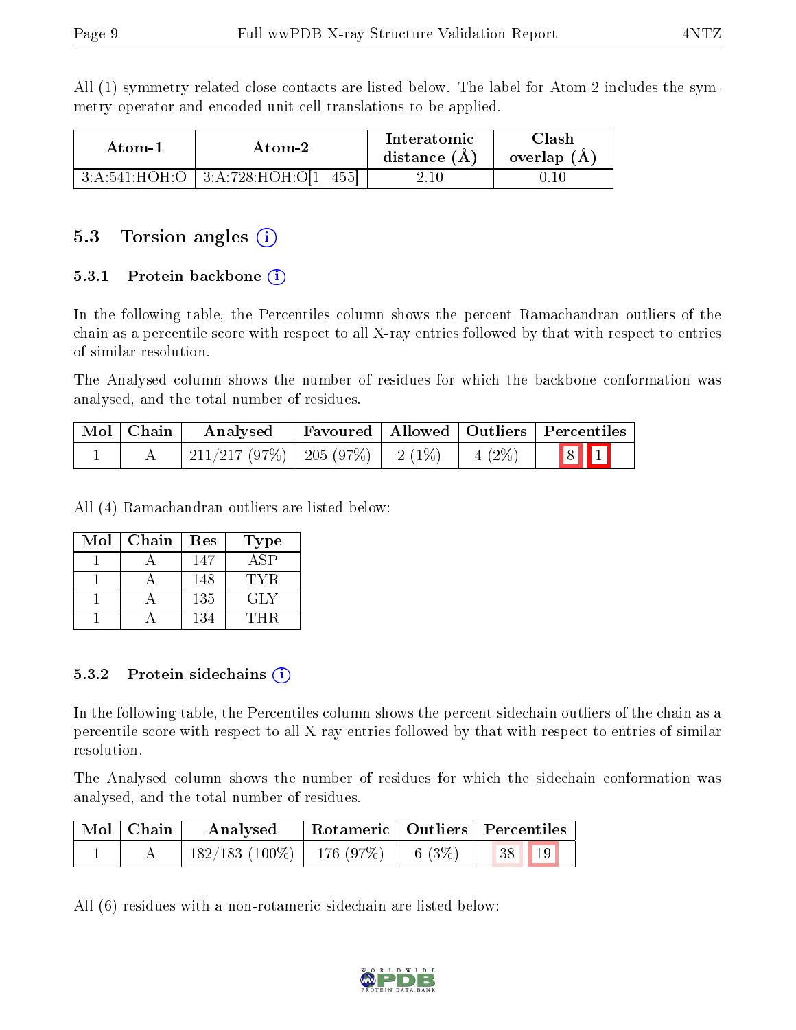All (1) symmetry-related close contacts are listed below. The label for Atom-2 includes the symmetry operator and encoded unit-cell translations to be applied.

| Atom-1 | Atom-2 | Interatomic distance (Å) | Clash overlap (Å) |
|---|---|---|---|
| 3:A:541:HOH:O | 3:A:728:HOH:O[1_455] | 2.10 | 0.10 |

### 5.3 Torsion angles

#### 5.3.1 Protein backbone

In the following table, the Percentiles column shows the percent Ramachandran outliers of the chain as a percentile score with respect to all X-ray entries followed by that with respect to entries of similar resolution.

The Analysed column shows the number of residues for which the backbone conformation was analysed, and the total number of residues.

| Mol | Chain | Analysed | Favoured | Allowed | Outliers | Percentiles | |
|---|---|---|---|---|---|---|---|
| 1 | A | 211/217 (97%) | 205 (97%) | 2 (1%) | 4 (2%) | 8 | 1 |

All (4) Ramachandran outliers are listed below:

| Mol | Chain | Res | Type |
|---|---|---|---|
| 1 | A | 147 | ASP |
| 1 | A | 148 | TYR |
| 1 | A | 135 | GLY |
| 1 | A | 134 | THR |

#### 5.3.2 Protein sidechains

In the following table, the Percentiles column shows the percent sidechain outliers of the chain as a percentile score with respect to all X-ray entries followed by that with respect to entries of similar resolution.

The Analysed column shows the number of residues for which the sidechain conformation was analysed, and the total number of residues.

| Mol | Chain | Analysed | Rotameric | Outliers | Percentiles | |
|---|---|---|---|---|---|---|
| 1 | A | 182/183 (100%) | 176 (97%) | 6 (3%) | 38 | 19 |

All (6) residues with a non-rotameric sidechain are listed below: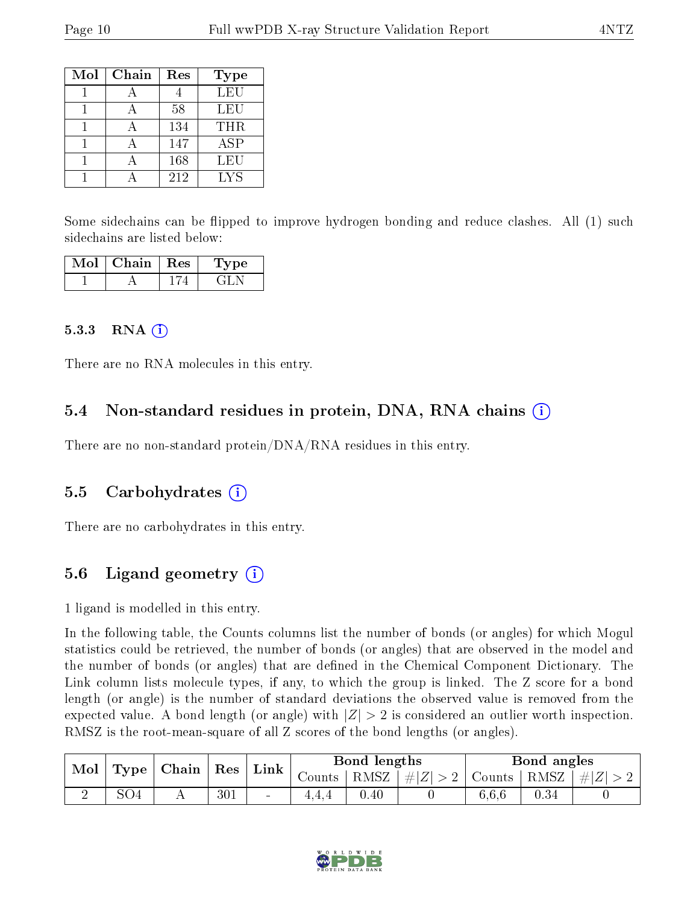| Mol | Chain | Res | Type |
| --- | --- | --- | --- |
| 1 | A | 4 | LEU |
| 1 | A | 58 | LEU |
| 1 | A | 134 | THR |
| 1 | A | 147 | ASP |
| 1 | A | 168 | LEU |
| 1 | A | 212 | LYS |

Some sidechains can be flipped to improve hydrogen bonding and reduce clashes. All (1) such sidechains are listed below:

| Mol | Chain | Res | Type |
| --- | --- | --- | --- |
| 1 | A | 174 | GLN |

### 5.3.3 RNA (i)

There are no RNA molecules in this entry.

## 5.4 Non-standard residues in protein, DNA, RNA chains (i)

There are no non-standard protein/DNA/RNA residues in this entry.

## 5.5 Carbohydrates (i)

There are no carbohydrates in this entry.

## 5.6 Ligand geometry (i)

1 ligand is modelled in this entry.

In the following table, the Counts columns list the number of bonds (or angles) for which Mogul statistics could be retrieved, the number of bonds (or angles) that are observed in the model and the number of bonds (or angles) that are defined in the Chemical Component Dictionary. The Link column lists molecule types, if any, to which the group is linked. The Z score for a bond length (or angle) is the number of standard deviations the observed value is removed from the expected value. A bond length (or angle) with $|Z| > 2$ is considered an outlier worth inspection. RMSZ is the root-mean-square of all Z scores of the bond lengths (or angles).

| Mol | Type | Chain | Res | Link | Bond lengths | | | Bond angles | | |
| --- | --- | --- | --- | --- | --- | --- | --- | --- | --- | --- |
| | | | | | Counts | RMSZ | $\#\|Z\| > 2$ | Counts | RMSZ | $\#\|Z\| > 2$ |
| 2 | SO4 | A | 301 | - | 4,4,4 | 0.40 | 0 | 6,6,6 | 0.34 | 0 |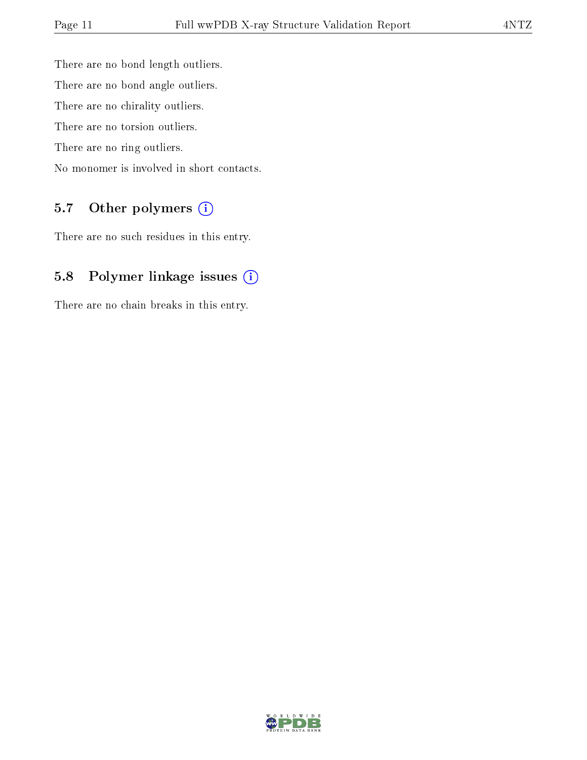There are no bond length outliers.

There are no bond angle outliers.

There are no chirality outliers.

There are no torsion outliers.

There are no ring outliers.

No monomer is involved in short contacts.

## 5.7 Other polymers (i)

There are no such residues in this entry.

## 5.8 Polymer linkage issues (i)

There are no chain breaks in this entry.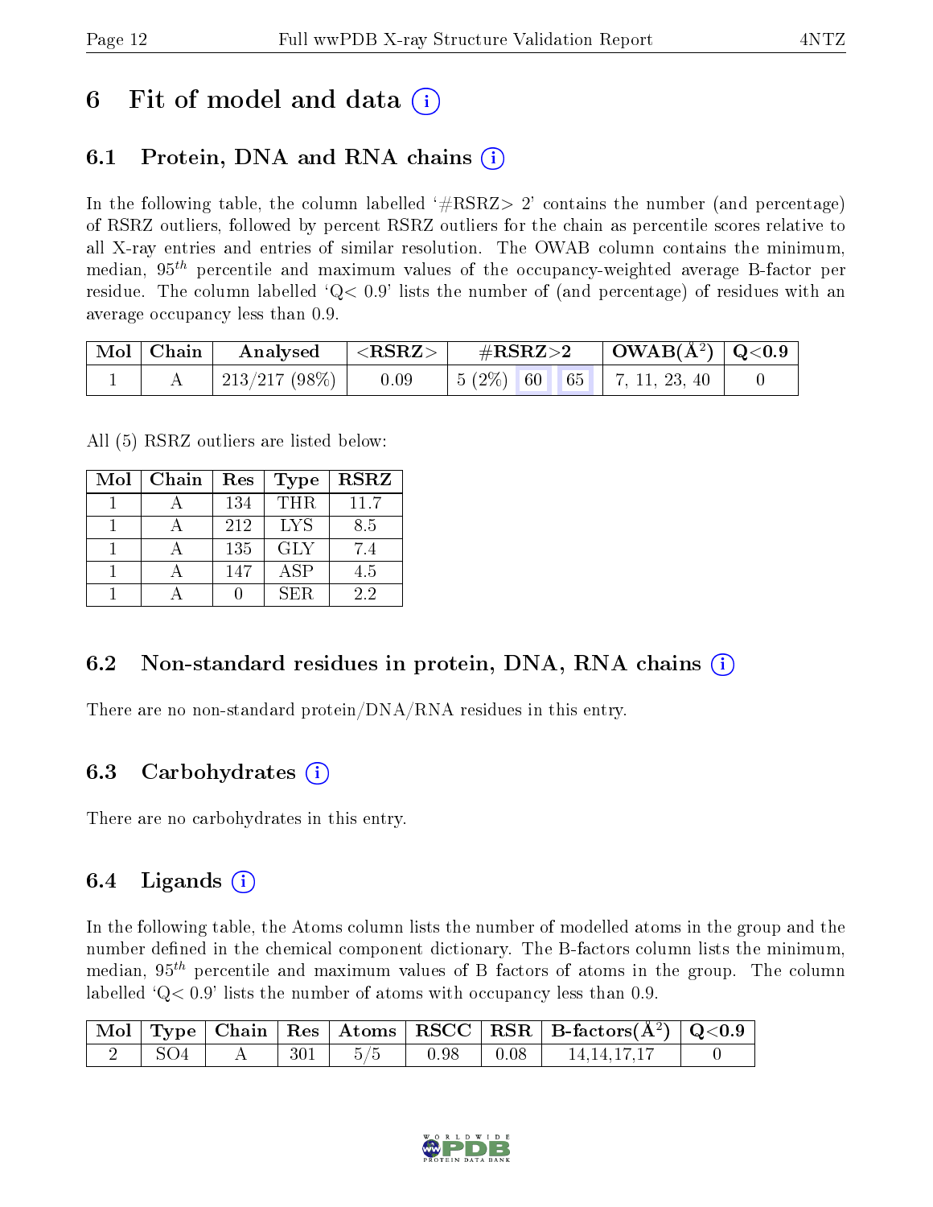# 6 Fit of model and data

## 6.1 Protein, DNA and RNA chains

In the following table, the column labelled '#RSRZ> 2' contains the number (and percentage) of RSRZ outliers, followed by percent RSRZ outliers for the chain as percentile scores relative to all X-ray entries and entries of similar resolution. The OWAB column contains the minimum, median, $95^{th}$ percentile and maximum values of the occupancy-weighted average B-factor per residue. The column labelled 'Q< 0.9' lists the number of (and percentage) of residues with an average occupancy less than 0.9.

| Mol | Chain | Analysed | <RSRZ> | #RSRZ>2 | | | OWAB(Å²) | Q<0.9 |
|---|---|---|---|---|---|---|---|---|
| 1 | A | 213/217 (98%) | 0.09 | 5 (2%) | 60 | 65 | 7, 11, 23, 40 | 0 |

All (5) RSRZ outliers are listed below:

| Mol | Chain | Res | Type | RSRZ |
|---|---|---|---|---|
| 1 | A | 134 | THR | 11.7 |
| 1 | A | 212 | LYS | 8.5 |
| 1 | A | 135 | GLY | 7.4 |
| 1 | A | 147 | ASP | 4.5 |
| 1 | A | 0 | SER | 2.2 |

## 6.2 Non-standard residues in protein, DNA, RNA chains

There are no non-standard protein/DNA/RNA residues in this entry.

## 6.3 Carbohydrates

There are no carbohydrates in this entry.

## 6.4 Ligands

In the following table, the Atoms column lists the number of modelled atoms in the group and the number defined in the chemical component dictionary. The B-factors column lists the minimum, median, $95^{th}$ percentile and maximum values of B factors of atoms in the group. The column labelled 'Q< 0.9' lists the number of atoms with occupancy less than 0.9.

| Mol | Type | Chain | Res | Atoms | RSCC | RSR | B-factors(Å²) | Q<0.9 |
|---|---|---|---|---|---|---|---|---|
| 2 | SO4 | A | 301 | 5/5 | 0.98 | 0.08 | 14,14,17,17 | 0 |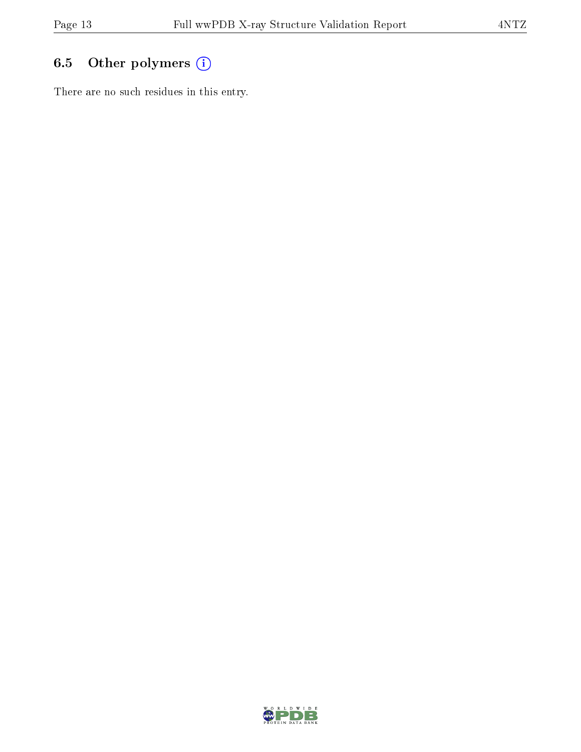## 6.5 Other polymers ⓘ

There are no such residues in this entry.